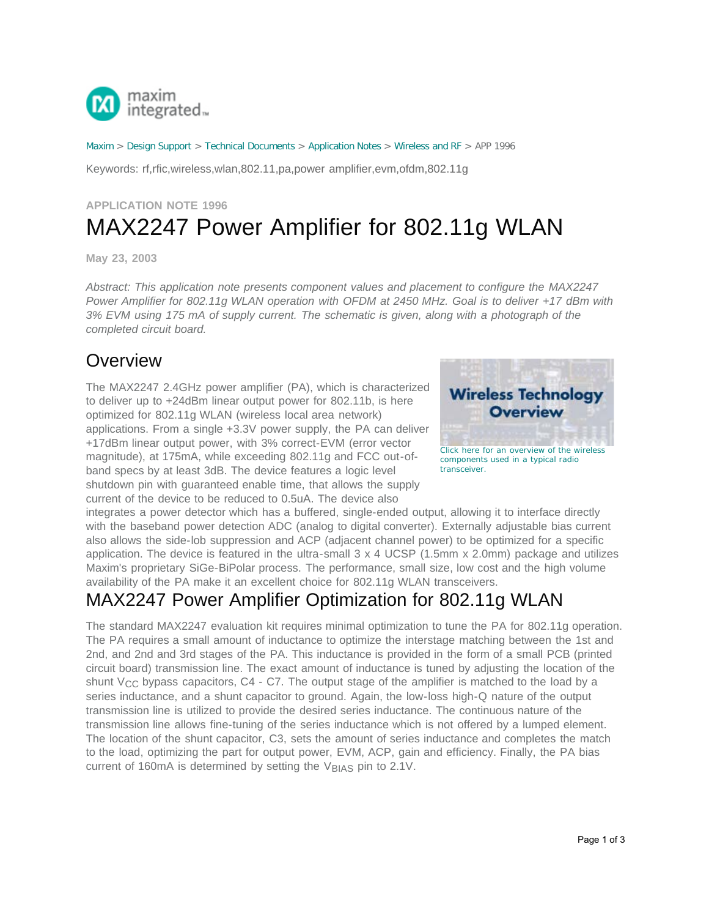Maxim > Design Support > Technical Documents > Application Notes > Wireless and RF > APP 1996

Keywords: rf,rfic,wireless,wlan,802.11,pa,power amplifier,evm,ofdm,802.11g

**APPLICATION NOTE 1996**

# MAX2247 Power Amplifier for 802.11g WLAN

**May 23, 2003**

*Abstract: This application note presents component values and placement to configure the MAX2247 Power Amplifier for 802.11g WLAN operation with OFDM at 2450 MHz. Goal is to deliver +17 dBm with 3% EVM using 175 mA of supply current. The schematic is given, along with a photograph of the completed circuit board.*

## Overview

Click here for an overview of the wireless components used in a typical radio transceiver.

The MAX2247 2.4GHz power amplifier (PA), which is characterized to deliver up to +24dBm linear output power for 802.11b, is here optimized for 802.11g WLAN (wireless local area network) applications. From a single +3.3V power supply, the PA can deliver +17dBm linear output power, with 3% correct-EVM (error vector magnitude), at 175mA, while exceeding 802.11g and FCC out-of-band specs by at least 3dB. The device features a logic level shutdown pin with guaranteed enable time, that allows the supply current of the device to be reduced to 0.5uA. The device also integrates a power detector which has a buffered, single-ended output, allowing it to interface directly with the baseband power detection ADC (analog to digital converter). Externally adjustable bias current also allows the side-lob suppression and ACP (adjacent channel power) to be optimized for a specific application. The device is featured in the ultra-small 3 x 4 UCSP (1.5mm x 2.0mm) package and utilizes Maxim's proprietary SiGe-BiPolar process. The performance, small size, low cost and the high volume availability of the PA make it an excellent choice for 802.11g WLAN transceivers.

## MAX2247 Power Amplifier Optimization for 802.11g WLAN

The standard MAX2247 evaluation kit requires minimal optimization to tune the PA for 802.11g operation. The PA requires a small amount of inductance to optimize the interstage matching between the 1st and 2nd, and 2nd and 3rd stages of the PA. This inductance is provided in the form of a small PCB (printed circuit board) transmission line. The exact amount of inductance is tuned by adjusting the location of the shunt $V_{CC}$ bypass capacitors, C4 - C7. The output stage of the amplifier is matched to the load by a series inductance, and a shunt capacitor to ground. Again, the low-loss high-Q nature of the output transmission line is utilized to provide the desired series inductance. The continuous nature of the transmission line allows fine-tuning of the series inductance which is not offered by a lumped element. The location of the shunt capacitor, C3, sets the amount of series inductance and completes the match to the load, optimizing the part for output power, EVM, ACP, gain and efficiency. Finally, the PA bias current of 160mA is determined by setting the $V_{BIAS}$ pin to 2.1V.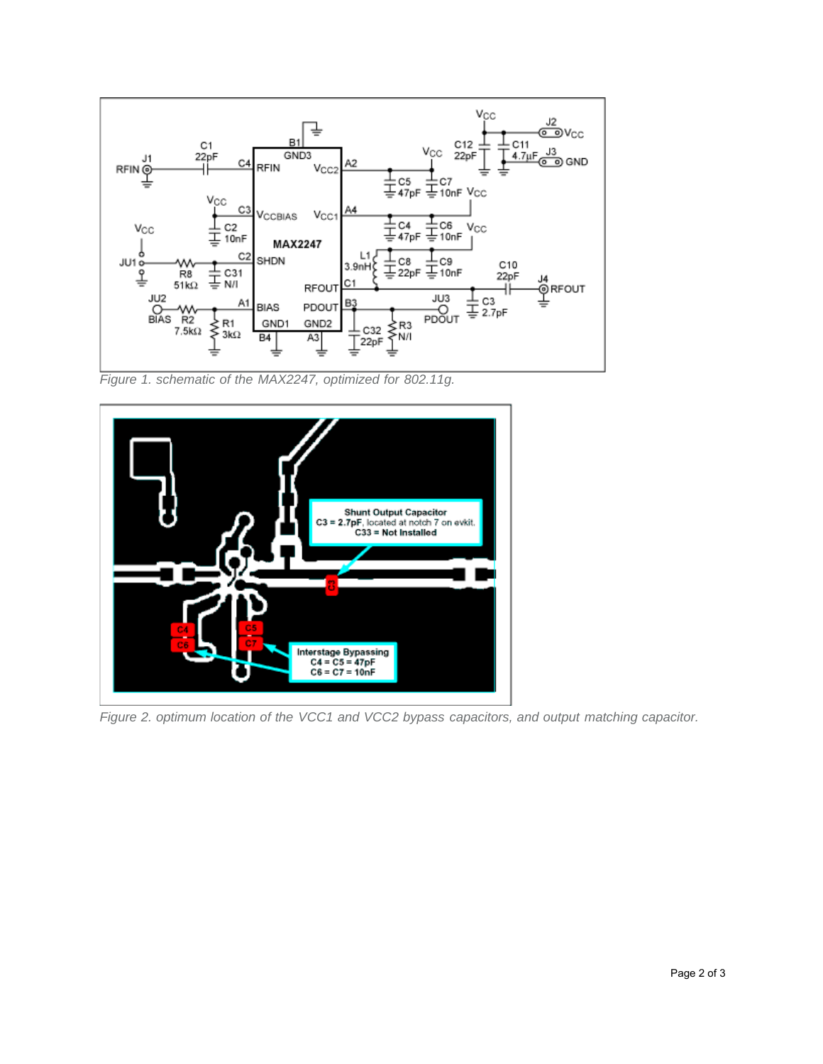Figure 1. schematic of the MAX2247, optimized for 802.11g.

Figure 2. optimum location of the VCC1 and VCC2 bypass capacitors, and output matching capacitor.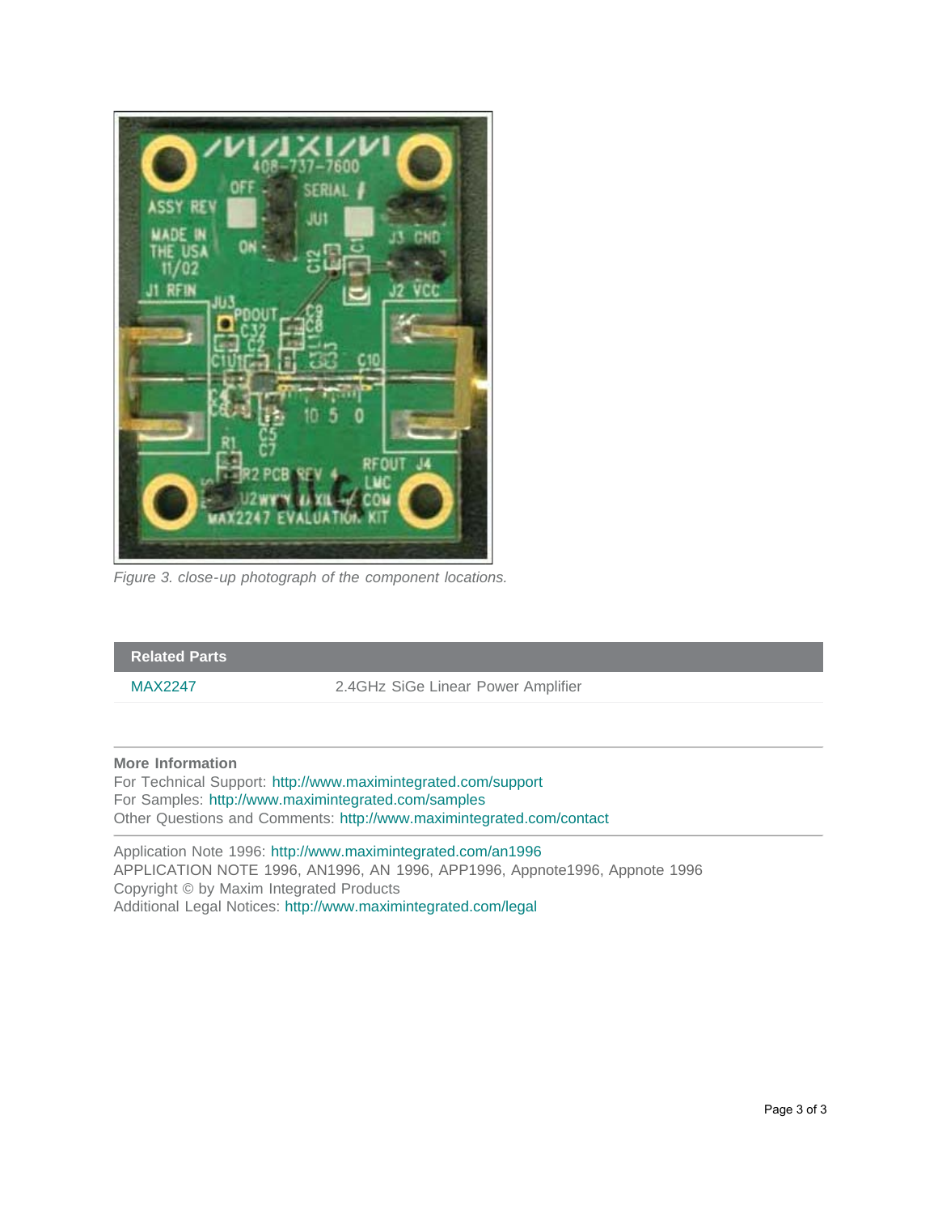*Figure 3. close-up photograph of the component locations.*

## Related Parts

| | |
|---|---|
| MAX2247 | 2.4GHz SiGe Linear Power Amplifier |

**More Information**
For Technical Support: http://www.maximintegrated.com/support
For Samples: http://www.maximintegrated.com/samples
Other Questions and Comments: http://www.maximintegrated.com/contact

Application Note 1996: http://www.maximintegrated.com/an1996
APPLICATION NOTE 1996, AN1996, AN 1996, APP1996, Appnote1996, Appnote 1996
Copyright © by Maxim Integrated Products
Additional Legal Notices: http://www.maximintegrated.com/legal